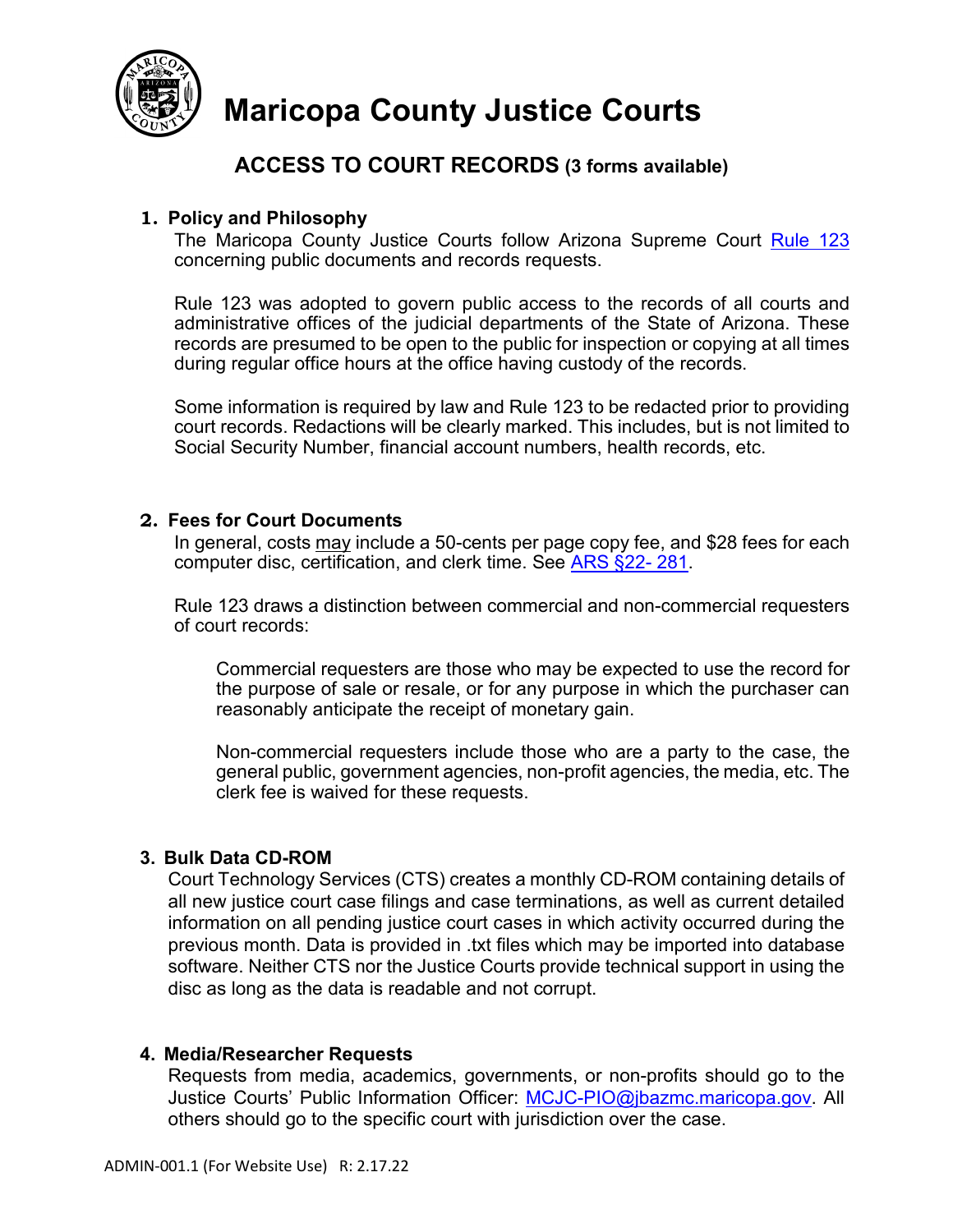# Maricopa County Justice Courts

## ACCESS TO COURT RECORDS (3 forms available)

### 1. Policy and Philosophy

The Maricopa County Justice Courts follow Arizona Supreme Court Rule 123 concerning public documents and records requests.

Rule 123 was adopted to govern public access to the records of all courts and administrative offices of the judicial departments of the State of Arizona. These records are presumed to be open to the public for inspection or copying at all times during regular office hours at the office having custody of the records.

Some information is required by law and Rule 123 to be redacted prior to providing court records. Redactions will be clearly marked. This includes, but is not limited to Social Security Number, financial account numbers, health records, etc.

### 2. Fees for Court Documents

In general, costs may include a 50-cents per page copy fee, and $28 fees for each computer disc, certification, and clerk time. See ARS §22- 281.

Rule 123 draws a distinction between commercial and non-commercial requesters of court records:

> Commercial requesters are those who may be expected to use the record for the purpose of sale or resale, or for any purpose in which the purchaser can reasonably anticipate the receipt of monetary gain.
>
> Non-commercial requesters include those who are a party to the case, the general public, government agencies, non-profit agencies, the media, etc. The clerk fee is waived for these requests.

### 3. Bulk Data CD-ROM

Court Technology Services (CTS) creates a monthly CD-ROM containing details of all new justice court case filings and case terminations, as well as current detailed information on all pending justice court cases in which activity occurred during the previous month. Data is provided in .txt files which may be imported into database software. Neither CTS nor the Justice Courts provide technical support in using the disc as long as the data is readable and not corrupt.

### 4. Media/Researcher Requests

Requests from media, academics, governments, or non-profits should go to the Justice Courts' Public Information Officer: MCJC-PIO@jbazmc.maricopa.gov. All others should go to the specific court with jurisdiction over the case.

ADMIN-001.1 (For Website Use) R: 2.17.22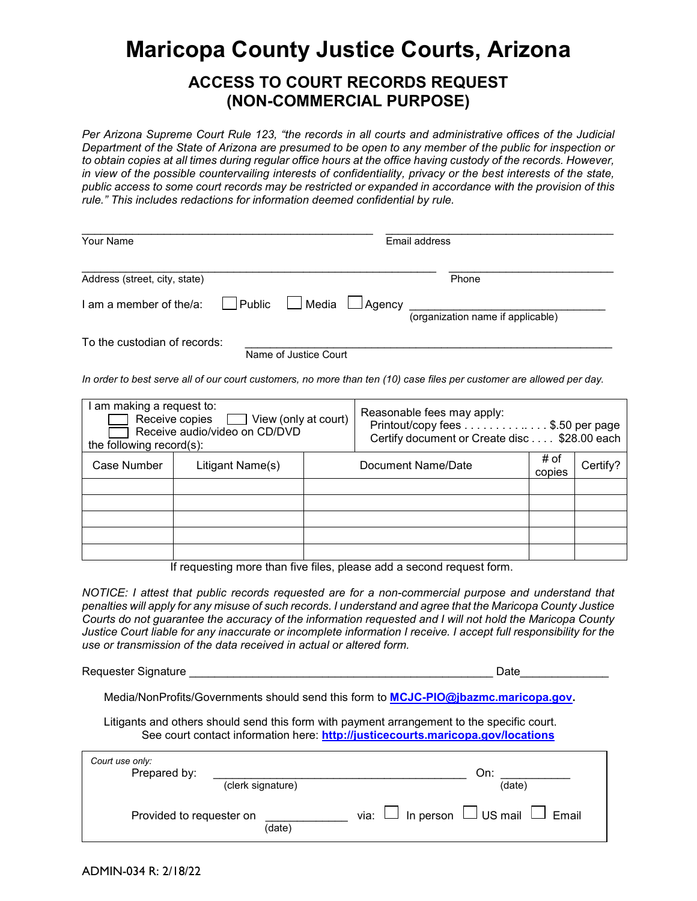# Maricopa County Justice Courts, Arizona

## ACCESS TO COURT RECORDS REQUEST (NON-COMMERCIAL PURPOSE)

*Per Arizona Supreme Court Rule 123, "the records in all courts and administrative offices of the Judicial Department of the State of Arizona are presumed to be open to any member of the public for inspection or to obtain copies at all times during regular office hours at the office having custody of the records. However, in view of the possible countervailing interests of confidentiality, privacy or the best interests of the state, public access to some court records may be restricted or expanded in accordance with the provision of this rule." This includes redactions for information deemed confidential by rule.*

_______________________________________________ _____________________________________
Your Name Email address

_______________________________________________________ __________________________
Address (street, city, state) Phone

I am a member of the/a: ☐ Public ☐ Media ☐ Agency ______________________________
(organization name if applicable)

To the custodian of records: ___________________________________________________
Name of Justice Court

*In order to best serve all of our court customers, no more than ten (10) case files per customer are allowed per day.*

| I am making a request to: ☐ Receive copies ☐ View (only at court) ☐ Receive audio/video on CD/DVD the following record(s): | | Reasonable fees may apply: Printout/copy fees . . . . . . . . . . .. . . . $.50 per page Certify document or Create disc . . . . $28.00 each | | |
|---|---|---|---|---|
| Case Number | Litigant Name(s) | Document Name/Date | # of copies | Certify? |
| | | | | |
| | | | | |
| | | | | |
| | | | | |
| | | | | |

If requesting more than five files, please add a second request form.

*NOTICE: I attest that public records requested are for a non-commercial purpose and understand that penalties will apply for any misuse of such records. I understand and agree that the Maricopa County Justice Courts do not guarantee the accuracy of the information requested and I will not hold the Maricopa County Justice Court liable for any inaccurate or incomplete information I receive. I accept full responsibility for the use or transmission of the data received in actual or altered form.*

Requester Signature _______________________________________________ Date_____________

Media/NonProfits/Governments should send this form to **MCJC-PIO@jbazmc.maricopa.gov**.

Litigants and others should send this form with payment arrangement to the specific court.
See court contact information here: **http://justicecourts.maricopa.gov/locations**

*Court use only:*

Prepared by: _______________________________________ On: ___________
(clerk signature) (date)

Provided to requester on ____________ via: ☐ In person ☐ US mail ☐ Email
(date)

ADMIN-034 R: 2/18/22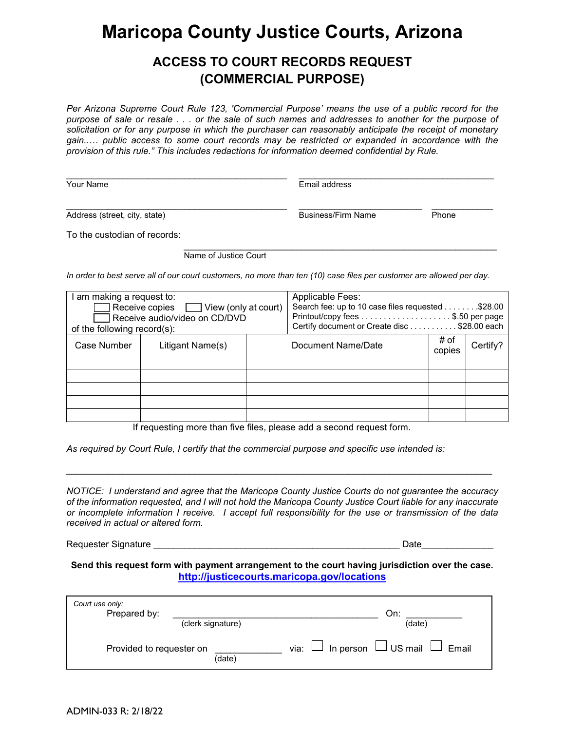# Maricopa County Justice Courts, Arizona

## ACCESS TO COURT RECORDS REQUEST (COMMERCIAL PURPOSE)

*Per Arizona Supreme Court Rule 123, 'Commercial Purpose' means the use of a public record for the purpose of sale or resale . . . or the sale of such names and addresses to another for the purpose of solicitation or for any purpose in which the purchaser can reasonably anticipate the receipt of monetary gain..... public access to some court records may be restricted or expanded in accordance with the provision of this rule." This includes redactions for information deemed confidential by Rule.*

Your Name ______________________________ Email address ______________________________

Address (street, city, state) ______________________________ Business/Firm Name ______________________________ Phone ______________

To the custodian of records: ______________________________
Name of Justice Court

*In order to best serve all of our court customers, no more than ten (10) case files per customer are allowed per day.*

| I am making a request to: ☐ Receive copies ☐ View (only at court) ☐ Receive audio/video on CD/DVD of the following record(s): | | Applicable Fees: Search fee: up to 10 case files requested . . . . . . . .$28.00 Printout/copy fees . . . . . . . . . . . . . . . . . . . . .$.50 per page Certify document or Create disc . . . . . . . . . . . $28.00 each | | |
|---|---|---|---|---|
| Case Number | Litigant Name(s) | Document Name/Date | # of copies | Certify? |
| | | | | |
| | | | | |
| | | | | |
| | | | | |
| | | | | |

If requesting more than five files, please add a second request form.

*As required by Court Rule, I certify that the commercial purpose and specific use intended is:*

______________________________________________________________________

*NOTICE: I understand and agree that the Maricopa County Justice Courts do not guarantee the accuracy of the information requested, and I will not hold the Maricopa County Justice Court liable for any inaccurate or incomplete information I receive. I accept full responsibility for the use or transmission of the data received in actual or altered form.*

Requester Signature ______________________________ Date ______________

**Send this request form with payment arrangement to the court having jurisdiction over the case.**
**http://justicecourts.maricopa.gov/locations**

*Court use only:*

Prepared by: ______________________________ On: ______________
(clerk signature) (date)

Provided to requester on ______________ via: ☐ In person ☐ US mail ☐ Email
(date)

ADMIN-033 R: 2/18/22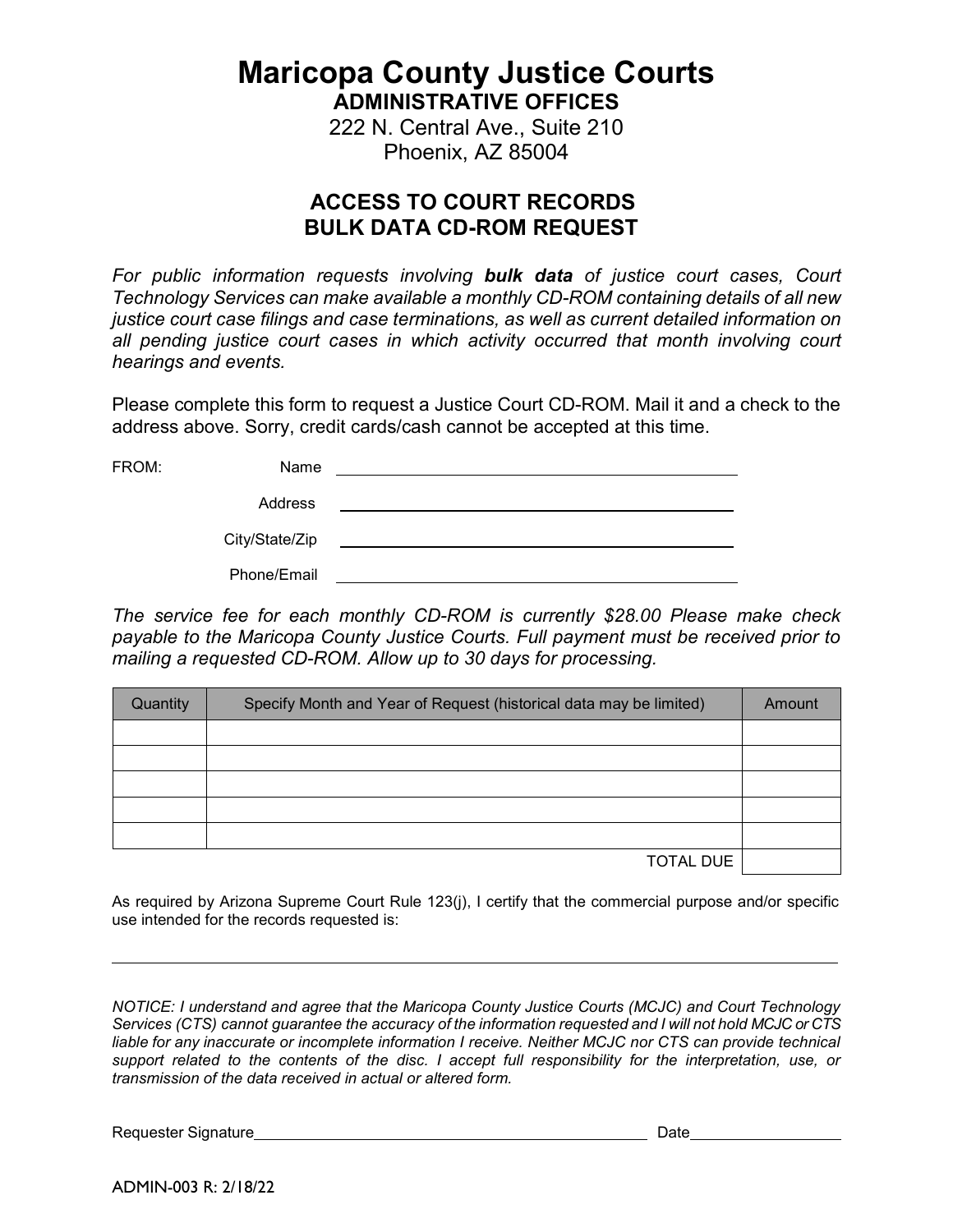# Maricopa County Justice Courts

**ADMINISTRATIVE OFFICES**

222 N. Central Ave., Suite 210
Phoenix, AZ 85004

## ACCESS TO COURT RECORDS
## BULK DATA CD-ROM REQUEST

*For public information requests involving **bulk data** of justice court cases, Court Technology Services can make available a monthly CD-ROM containing details of all new justice court case filings and case terminations, as well as current detailed information on all pending justice court cases in which activity occurred that month involving court hearings and events.*

Please complete this form to request a Justice Court CD-ROM. Mail it and a check to the address above. Sorry, credit cards/cash cannot be accepted at this time.

FROM:

Name ______________________________

Address ______________________________

City/State/Zip ______________________________

Phone/Email ______________________________

*The service fee for each monthly CD-ROM is currently $28.00 Please make check payable to the Maricopa County Justice Courts. Full payment must be received prior to mailing a requested CD-ROM. Allow up to 30 days for processing.*

| Quantity | Specify Month and Year of Request (historical data may be limited) | Amount |
|---|---|---|
| | | |
| | | |
| | | |
| | | |
| | | |
| | TOTAL DUE | |

As required by Arizona Supreme Court Rule 123(j), I certify that the commercial purpose and/or specific use intended for the records requested is:

______________________________________________________________________

*NOTICE: I understand and agree that the Maricopa County Justice Courts (MCJC) and Court Technology Services (CTS) cannot guarantee the accuracy of the information requested and I will not hold MCJC or CTS liable for any inaccurate or incomplete information I receive. Neither MCJC nor CTS can provide technical support related to the contents of the disc. I accept full responsibility for the interpretation, use, or transmission of the data received in actual or altered form.*

Requester Signature ______________________________ Date ______________

ADMIN-003 R: 2/18/22